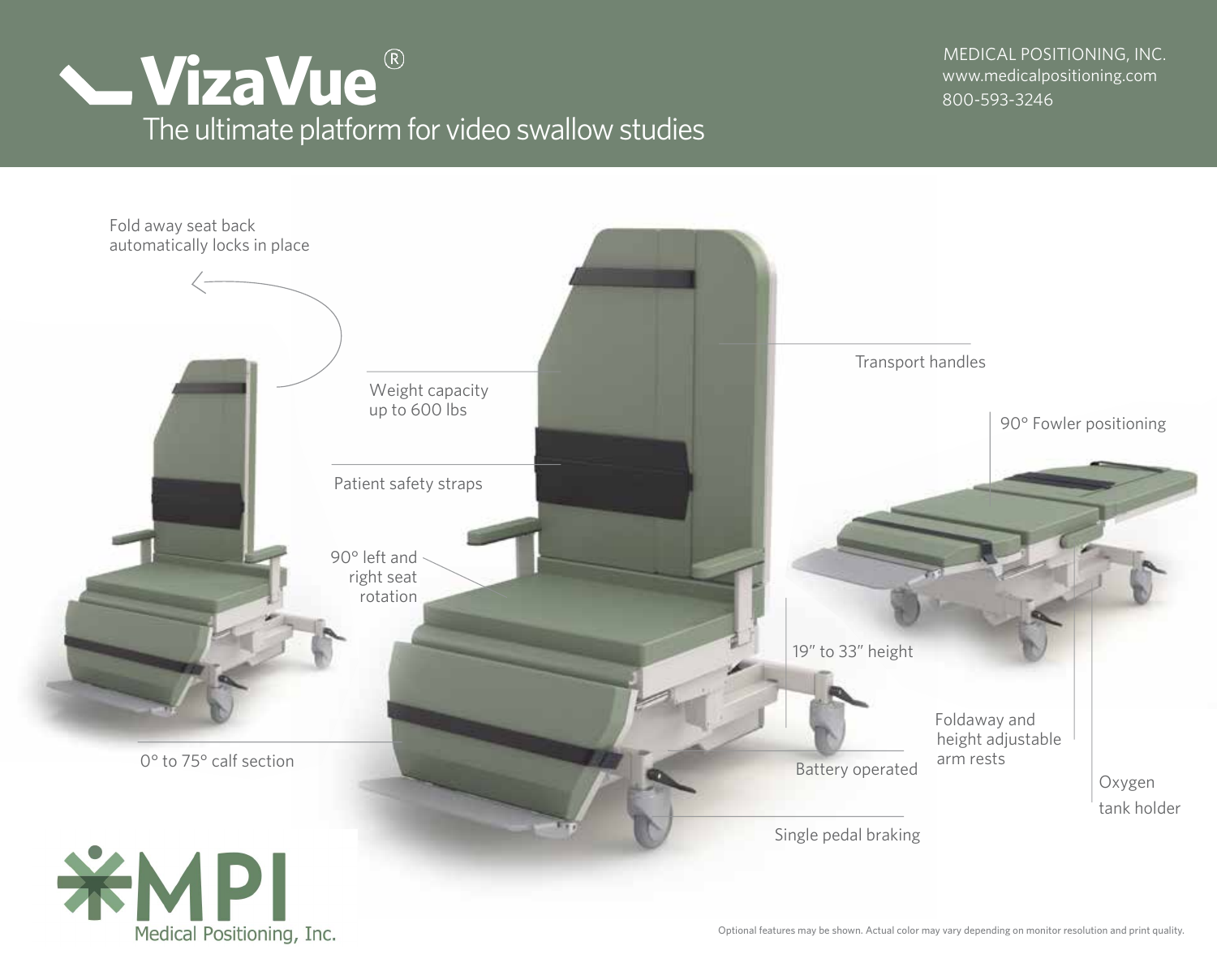# VizaVue®

## The ultimate platform for video swallow studies

MEDICAL POSITIONING, INC.
www.medicalpositioning.com
800-593-3246

- Fold away seat back automatically locks in place
- Weight capacity up to 600 lbs
- Patient safety straps
- 90° left and right seat rotation
- 0° to 75° calf section
- Transport handles
- 90° Fowler positioning
- 19″ to 33″ height
- Battery operated
- Single pedal braking
- Foldaway and height adjustable arm rests
- Oxygen tank holder

MPI
Medical Positioning, Inc.

Optional features may be shown. Actual color may vary depending on monitor resolution and print quality.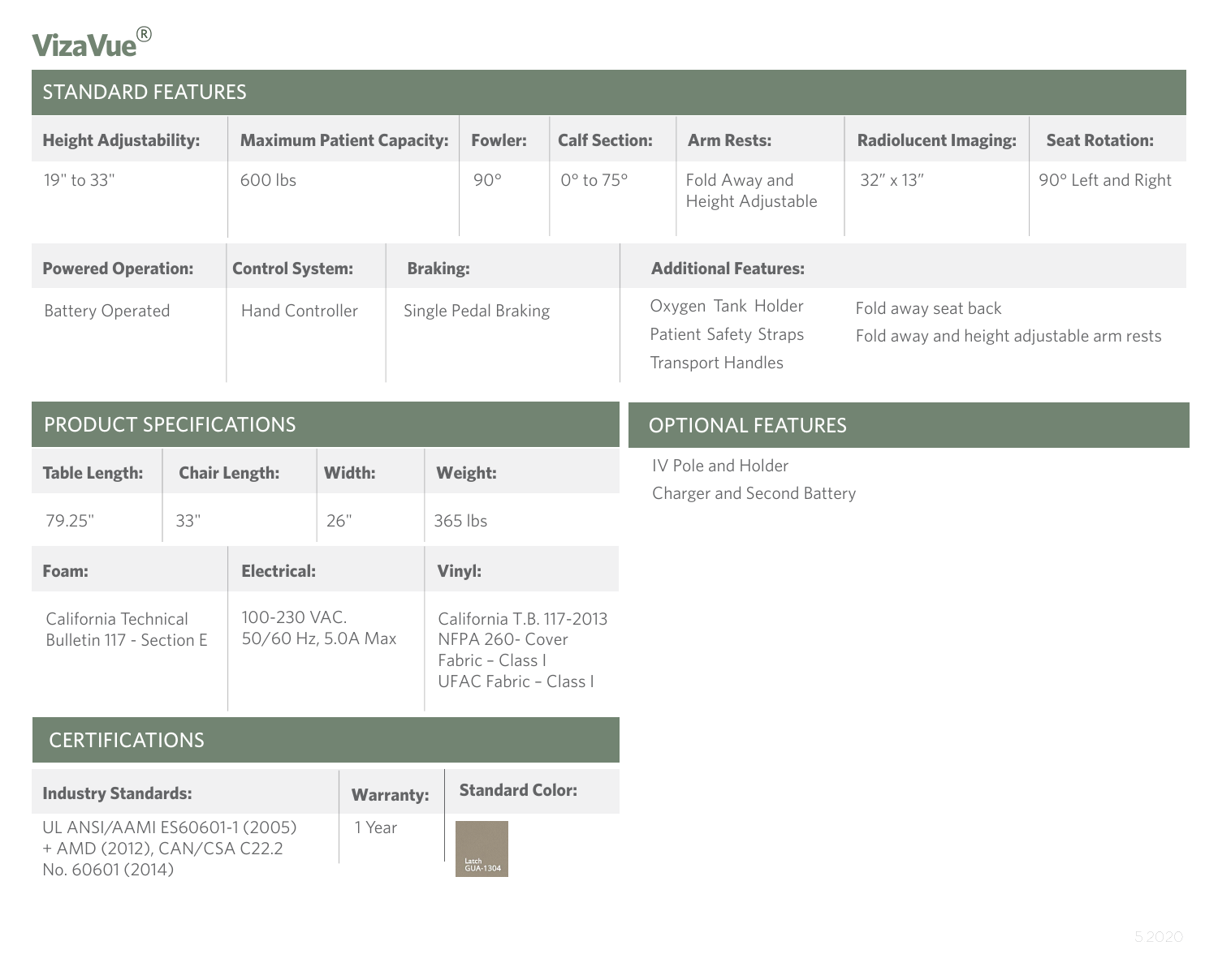# VizaVue®

## STANDARD FEATURES

| Height Adjustability: | Maximum Patient Capacity: | Fowler: | Calf Section: | Arm Rests: | Radiolucent Imaging: | Seat Rotation: |
|---|---|---|---|---|---|---|
| 19" to 33" | 600 lbs | 90° | 0° to 75° | Fold Away and Height Adjustable | 32" x 13" | 90° Left and Right |

| Powered Operation: | Control System: | Braking: | Additional Features: | |
|---|---|---|---|---|
| Battery Operated | Hand Controller | Single Pedal Braking | Oxygen Tank Holder<br>Patient Safety Straps<br>Transport Handles | Fold away seat back<br>Fold away and height adjustable arm rests |

## PRODUCT SPECIFICATIONS

| Table Length: | Chair Length: | Width: | Weight: |
|---|---|---|---|
| 79.25" | 33" | 26" | 365 lbs |

| Foam: | Electrical: | Vinyl: |
|---|---|---|
| California Technical Bulletin 117 - Section E | 100-230 VAC.<br>50/60 Hz, 5.0A Max | California T.B. 117-2013<br>NFPA 260- Cover Fabric – Class I<br>UFAC Fabric – Class I |

## OPTIONAL FEATURES

IV Pole and Holder

Charger and Second Battery

## CERTIFICATIONS

| Industry Standards: | Warranty: | Standard Color: |
|---|---|---|
| UL ANSI/AAMI ES60601-1 (2005) + AMD (2012), CAN/CSA C22.2 No. 60601 (2014) | 1 Year | Latch GUA-1304 |